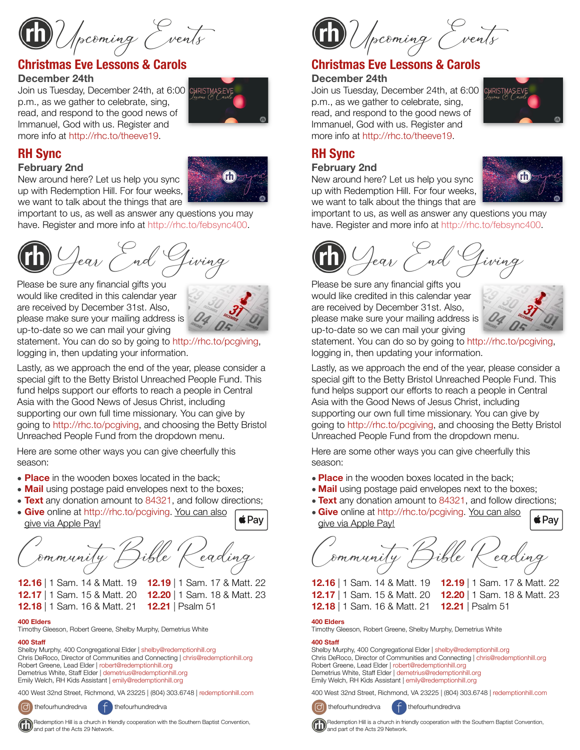# Upcoming Events

## Christmas Eve Lessons & Carols

**December 24th**

Join us Tuesday, December 24th, at 6:00 p.m., as we gather to celebrate, sing, read, and respond to the good news of Immanuel, God with us. Register and more info at http://rhc.to/theeve19.

## RH Sync

**February 2nd**

New around here? Let us help you sync up with Redemption Hill. For four weeks, we want to talk about the things that are important to us, as well as answer any questions you may have. Register and more info at http://rhc.to/febsync400.

# Year End Giving

Please be sure any financial gifts you would like credited in this calendar year are received by December 31st. Also, please make sure your mailing address is up-to-date so we can mail your giving statement. You can do so by going to http://rhc.to/pcgiving, logging in, then updating your information.

Lastly, as we approach the end of the year, please consider a special gift to the Betty Bristol Unreached People Fund. This fund helps support our efforts to reach a people in Central Asia with the Good News of Jesus Christ, including supporting our own full time missionary. You can give by going to http://rhc.to/pcgiving, and choosing the Betty Bristol Unreached People Fund from the dropdown menu.

Here are some other ways you can give cheerfully this season:

- **Place** in the wooden boxes located in the back;
- **Mail** using postage paid envelopes next to the boxes;
- **Text** any donation amount to 84321, and follow directions;
- **Give** online at http://rhc.to/pcgiving. You can also give via Apple Pay!

# Community Bible Reading

**12.16** | 1 Sam. 14 & Matt. 19
**12.17** | 1 Sam. 15 & Matt. 20
**12.18** | 1 Sam. 16 & Matt. 21
**12.19** | 1 Sam. 17 & Matt. 22
**12.20** | 1 Sam. 18 & Matt. 23
**12.21** | Psalm 51

**400 Elders**
Timothy Gleeson, Robert Greene, Shelby Murphy, Demetrius White

**400 Staff**
Shelby Murphy, 400 Congregational Elder | shelby@redemptionhill.org
Chris DeRoco, Director of Communities and Connecting | chris@redemptionhill.org
Robert Greene, Lead Elder | robert@redemptionhill.org
Demetrius White, Staff Elder | demetrius@redemptionhill.org
Emily Welch, RH Kids Assistant | emily@redemptionhill.org

400 West 32nd Street, Richmond, VA 23225 | (804) 303.6748 | redemptionhill.com

thefourhundredrva thefourhundredrva

Redemption Hill is a church in friendly cooperation with the Southern Baptist Convention, and part of the Acts 29 Network.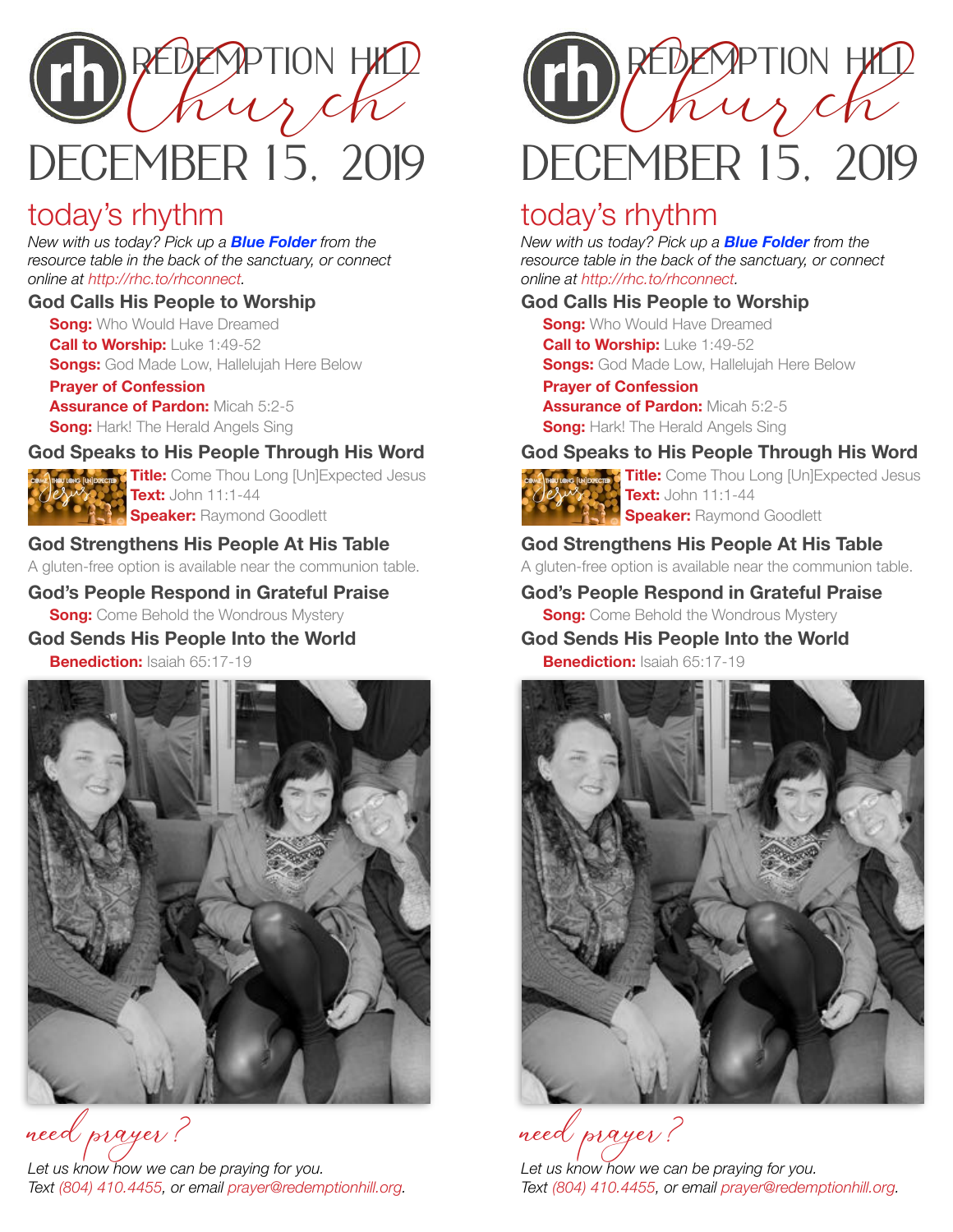# REDEMPTION HILL Church

# DECEMBER 15, 2019

## today's rhythm

*New with us today? Pick up a* ***Blue Folder*** *from the resource table in the back of the sanctuary, or connect online at http://rhc.to/rhconnect.*

### God Calls His People to Worship

**Song:** Who Would Have Dreamed
**Call to Worship:** Luke 1:49-52
**Songs:** God Made Low, Hallelujah Here Below
**Prayer of Confession**
**Assurance of Pardon:** Micah 5:2-5
**Song:** Hark! The Herald Angels Sing

### God Speaks to His People Through His Word

**Title:** Come Thou Long [Un]Expected Jesus
**Text:** John 11:1-44
**Speaker:** Raymond Goodlett

### God Strengthens His People At His Table

A gluten-free option is available near the communion table.

### God's People Respond in Grateful Praise

**Song:** Come Behold the Wondrous Mystery

### God Sends His People Into the World

**Benediction:** Isaiah 65:17-19

## need prayer?

*Let us know how we can be praying for you.*
*Text (804) 410.4455, or email prayer@redemptionhill.org.*

---

# REDEMPTION HILL Church

# DECEMBER 15, 2019

## today's rhythm

*New with us today? Pick up a* ***Blue Folder*** *from the resource table in the back of the sanctuary, or connect online at http://rhc.to/rhconnect.*

### God Calls His People to Worship

**Song:** Who Would Have Dreamed
**Call to Worship:** Luke 1:49-52
**Songs:** God Made Low, Hallelujah Here Below
**Prayer of Confession**
**Assurance of Pardon:** Micah 5:2-5
**Song:** Hark! The Herald Angels Sing

### God Speaks to His People Through His Word

**Title:** Come Thou Long [Un]Expected Jesus
**Text:** John 11:1-44
**Speaker:** Raymond Goodlett

### God Strengthens His People At His Table

A gluten-free option is available near the communion table.

### God's People Respond in Grateful Praise

**Song:** Come Behold the Wondrous Mystery

### God Sends His People Into the World

**Benediction:** Isaiah 65:17-19

## need prayer?

*Let us know how we can be praying for you.*
*Text (804) 410.4455, or email prayer@redemptionhill.org.*